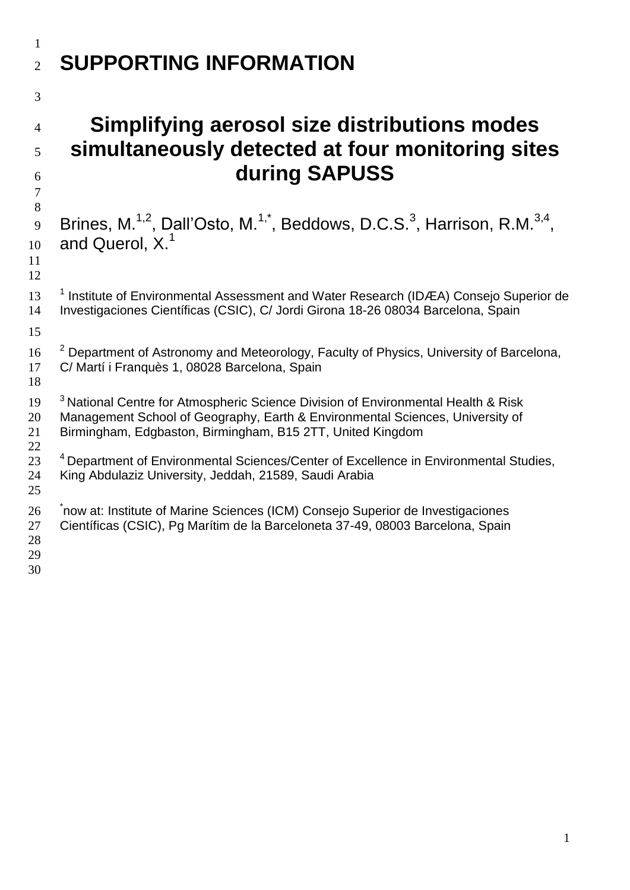# SUPPORTING INFORMATION

# Simplifying aerosol size distributions modes simultaneously detected at four monitoring sites during SAPUSS

Brines, M.[1,2], Dall'Osto, M.[1,*], Beddows, D.C.S.[3], Harrison, R.M.[3,4], and Querol, X.[1]

[1] Institute of Environmental Assessment and Water Research (IDÆA) Consejo Superior de Investigaciones Científicas (CSIC), C/ Jordi Girona 18-26 08034 Barcelona, Spain

[2] Department of Astronomy and Meteorology, Faculty of Physics, University of Barcelona, C/ Martí i Franquès 1, 08028 Barcelona, Spain

[3] National Centre for Atmospheric Science Division of Environmental Health & Risk Management School of Geography, Earth & Environmental Sciences, University of Birmingham, Edgbaston, Birmingham, B15 2TT, United Kingdom

[4] Department of Environmental Sciences/Center of Excellence in Environmental Studies, King Abdulaziz University, Jeddah, 21589, Saudi Arabia

[*] now at: Institute of Marine Sciences (ICM) Consejo Superior de Investigaciones Científicas (CSIC), Pg Marítim de la Barceloneta 37-49, 08003 Barcelona, Spain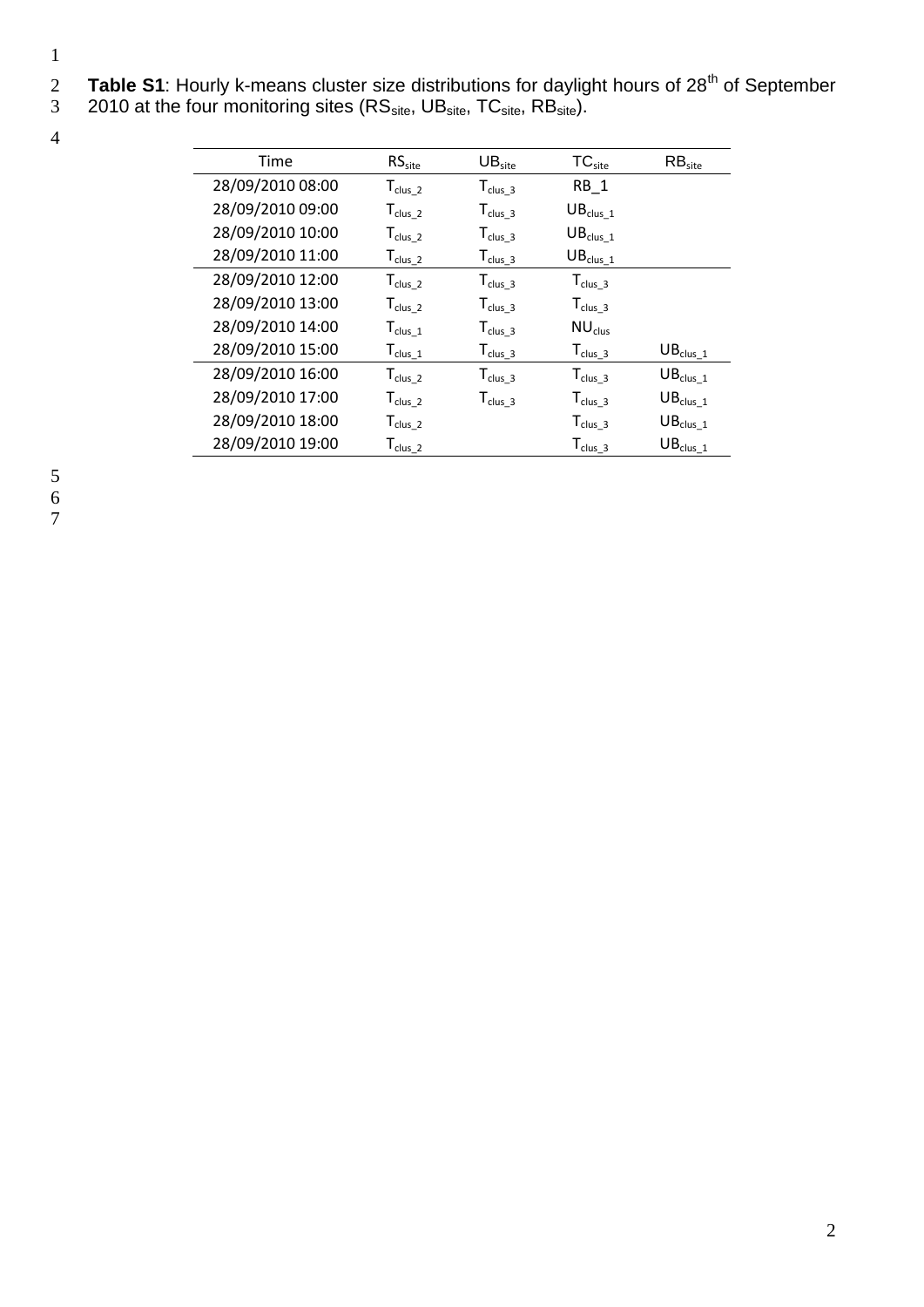**Table S1**: Hourly k-means cluster size distributions for daylight hours of 28[th] of September 2010 at the four monitoring sites ($RS_{site}$, $UB_{site}$, $TC_{site}$, $RB_{site}$).

| Time | $RS_{site}$ | $UB_{site}$ | $TC_{site}$ | $RB_{site}$ |
|---|---|---|---|---|
| 28/09/2010 08:00 | $T_{clus\_2}$ | $T_{clus\_3}$ | RB_1 | |
| 28/09/2010 09:00 | $T_{clus\_2}$ | $T_{clus\_3}$ | $UB_{clus\_1}$ | |
| 28/09/2010 10:00 | $T_{clus\_2}$ | $T_{clus\_3}$ | $UB_{clus\_1}$ | |
| 28/09/2010 11:00 | $T_{clus\_2}$ | $T_{clus\_3}$ | $UB_{clus\_1}$ | |
| 28/09/2010 12:00 | $T_{clus\_2}$ | $T_{clus\_3}$ | $T_{clus\_3}$ | |
| 28/09/2010 13:00 | $T_{clus\_2}$ | $T_{clus\_3}$ | $T_{clus\_3}$ | |
| 28/09/2010 14:00 | $T_{clus\_1}$ | $T_{clus\_3}$ | $NU_{clus}$ | |
| 28/09/2010 15:00 | $T_{clus\_1}$ | $T_{clus\_3}$ | $T_{clus\_3}$ | $UB_{clus\_1}$ |
| 28/09/2010 16:00 | $T_{clus\_2}$ | $T_{clus\_3}$ | $T_{clus\_3}$ | $UB_{clus\_1}$ |
| 28/09/2010 17:00 | $T_{clus\_2}$ | $T_{clus\_3}$ | $T_{clus\_3}$ | $UB_{clus\_1}$ |
| 28/09/2010 18:00 | $T_{clus\_2}$ | | $T_{clus\_3}$ | $UB_{clus\_1}$ |
| 28/09/2010 19:00 | $T_{clus\_2}$ | | $T_{clus\_3}$ | $UB_{clus\_1}$ |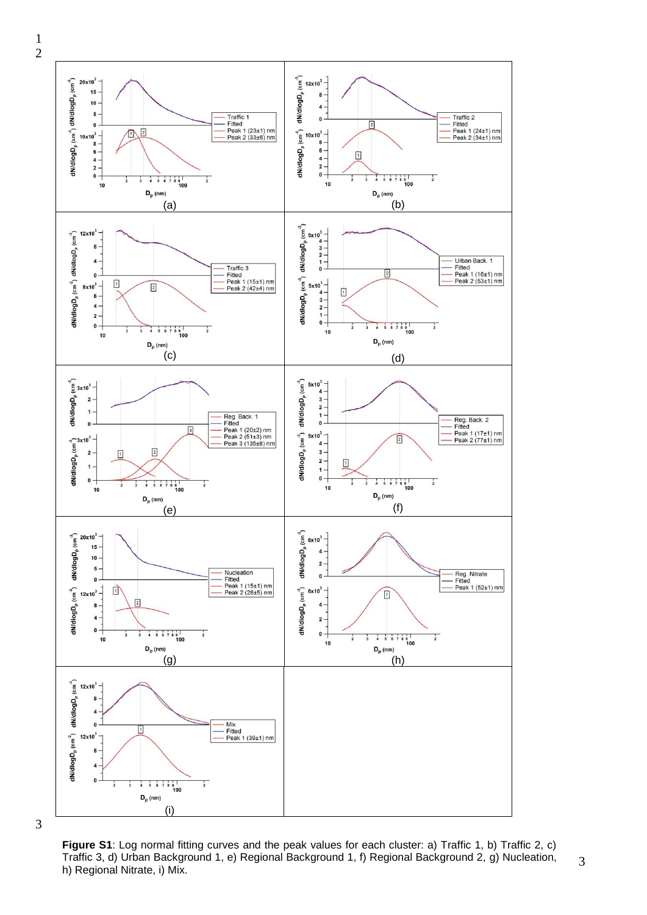**Figure S1**: Log normal fitting curves and the peak values for each cluster: a) Traffic 1, b) Traffic 2, c) Traffic 3, d) Urban Background 1, e) Regional Background 1, f) Regional Background 2, g) Nucleation, h) Regional Nitrate, i) Mix.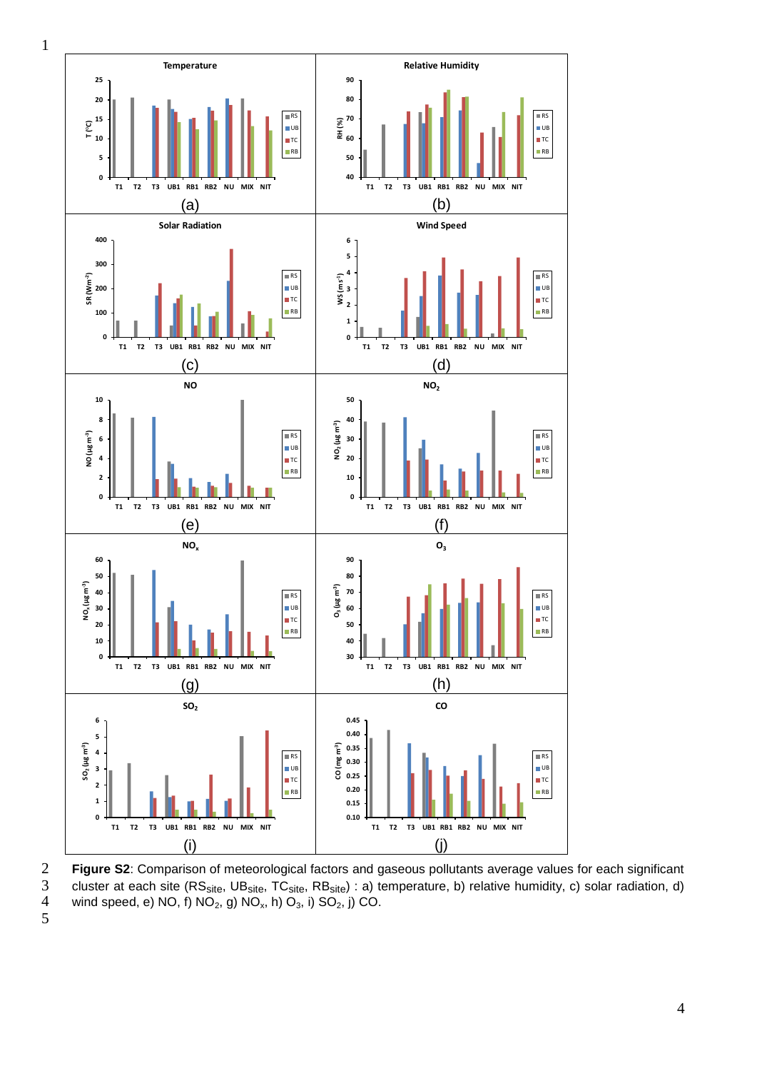**Figure S2**: Comparison of meteorological factors and gaseous pollutants average values for each significant cluster at each site ($RS_{site}$, $UB_{site}$, $TC_{site}$, $RB_{site}$) : a) temperature, b) relative humidity, c) solar radiation, d) wind speed, e) NO, f) $NO_2$, g) $NO_x$, h) $O_3$, i) $SO_2$, j) CO.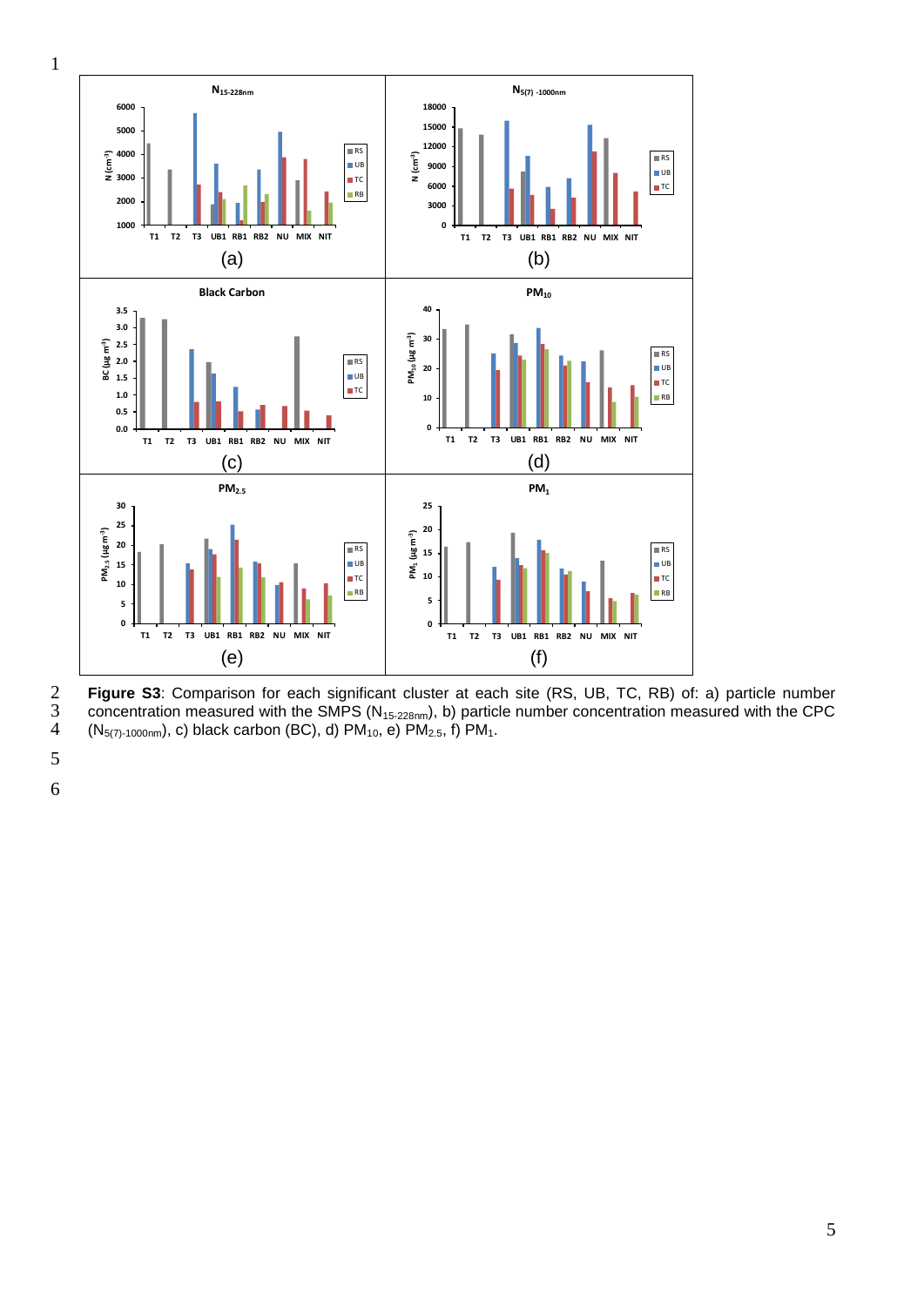**Figure S3**: Comparison for each significant cluster at each site (RS, UB, TC, RB) of: a) particle number concentration measured with the SMPS ($N_{15\text{-}228nm}$), b) particle number concentration measured with the CPC ($N_{5(7)\text{-}1000nm}$), c) black carbon (BC), d) $PM_{10}$, e) $PM_{2.5}$, f) $PM_1$.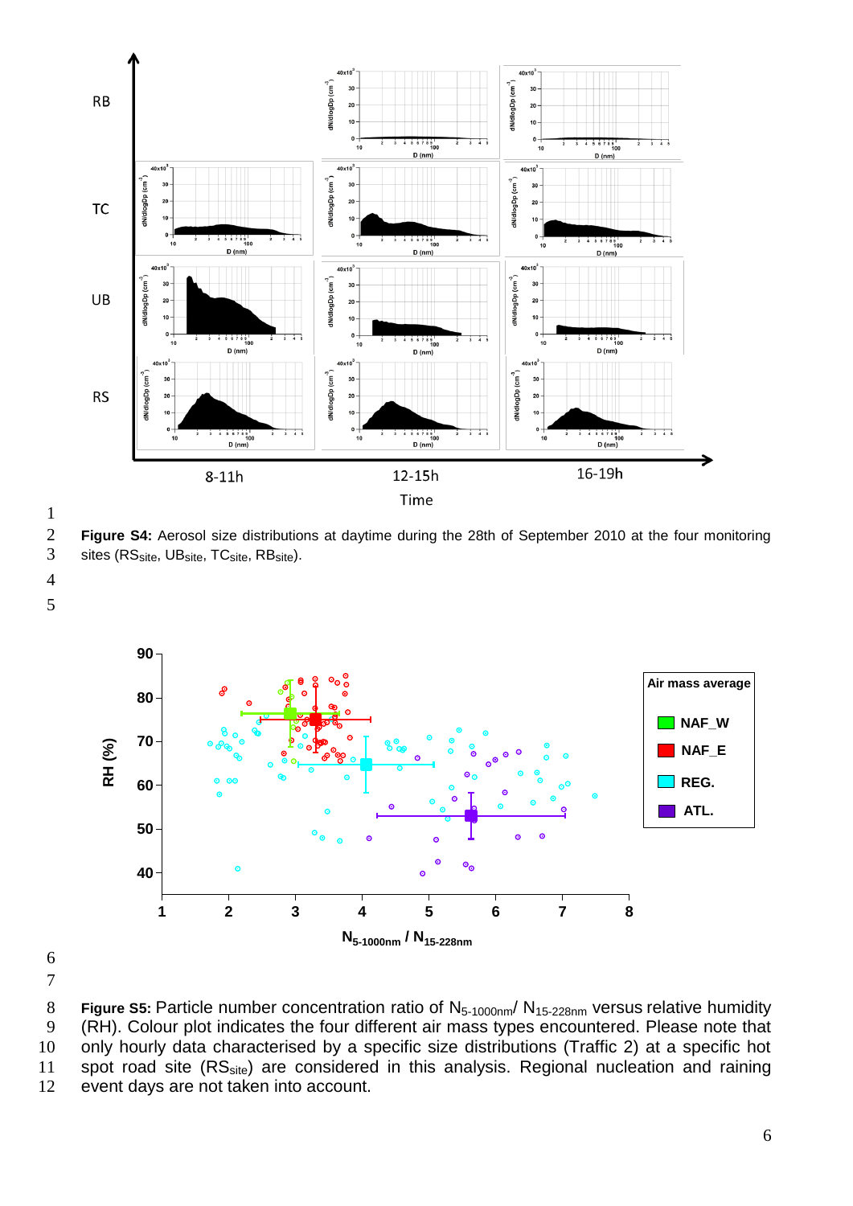RB

TC

UB

RS

8-11h

12-15h

16-19h

Time

**Figure S4:** Aerosol size distributions at daytime during the 28th of September 2010 at the four monitoring sites ($RS_{site}$, $UB_{site}$, $TC_{site}$, $RB_{site}$).

RH (%)

$N_{5\text{-}1000nm} / N_{15\text{-}228nm}$

Air mass average

NAF_W

NAF_E

REG.

ATL.

**Figure S5:** Particle number concentration ratio of $N_{5\text{-}1000nm}$/ $N_{15\text{-}228nm}$ versus relative humidity (RH). Colour plot indicates the four different air mass types encountered. Please note that only hourly data characterised by a specific size distributions (Traffic 2) at a specific hot spot road site ($RS_{site}$) are considered in this analysis. Regional nucleation and raining event days are not taken into account.